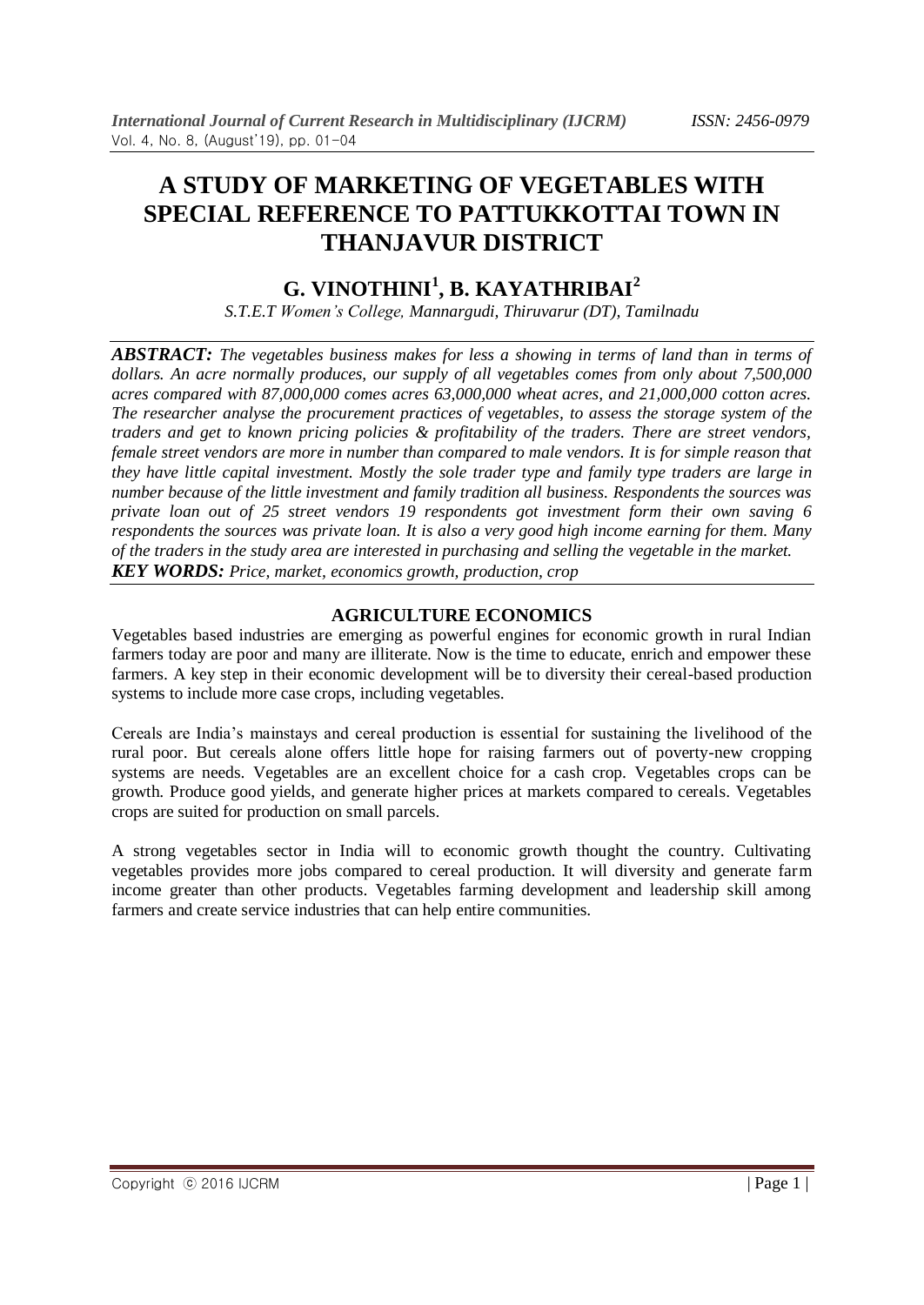# A STUDY OF MARKETING OF VEGETABLES WITH SPECIAL REFERENCE TO PATTUKKOTTAI TOWN IN THANJAVUR DISTRICT

## G. VINOTHINI[1], B. KAYATHRIBAI[2]

*S.T.E.T Women's College, Mannargudi, Thiruvarur (DT), Tamilnadu*

***ABSTRACT:*** *The vegetables business makes for less a showing in terms of land than in terms of dollars. An acre normally produces, our supply of all vegetables comes from only about 7,500,000 acres compared with 87,000,000 comes acres 63,000,000 wheat acres, and 21,000,000 cotton acres. The researcher analyse the procurement practices of vegetables, to assess the storage system of the traders and get to known pricing policies & profitability of the traders. There are street vendors, female street vendors are more in number than compared to male vendors. It is for simple reason that they have little capital investment. Mostly the sole trader type and family type traders are large in number because of the little investment and family tradition all business. Respondents the sources was private loan out of 25 street vendors 19 respondents got investment form their own saving 6 respondents the sources was private loan. It is also a very good high income earning for them. Many of the traders in the study area are interested in purchasing and selling the vegetable in the market.*

***KEY WORDS:*** *Price, market, economics growth, production, crop*

## AGRICULTURE ECONOMICS

Vegetables based industries are emerging as powerful engines for economic growth in rural Indian farmers today are poor and many are illiterate. Now is the time to educate, enrich and empower these farmers. A key step in their economic development will be to diversity their cereal-based production systems to include more case crops, including vegetables.

Cereals are India's mainstays and cereal production is essential for sustaining the livelihood of the rural poor. But cereals alone offers little hope for raising farmers out of poverty-new cropping systems are needs. Vegetables are an excellent choice for a cash crop. Vegetables crops can be growth. Produce good yields, and generate higher prices at markets compared to cereals. Vegetables crops are suited for production on small parcels.

A strong vegetables sector in India will to economic growth thought the country. Cultivating vegetables provides more jobs compared to cereal production. It will diversity and generate farm income greater than other products. Vegetables farming development and leadership skill among farmers and create service industries that can help entire communities.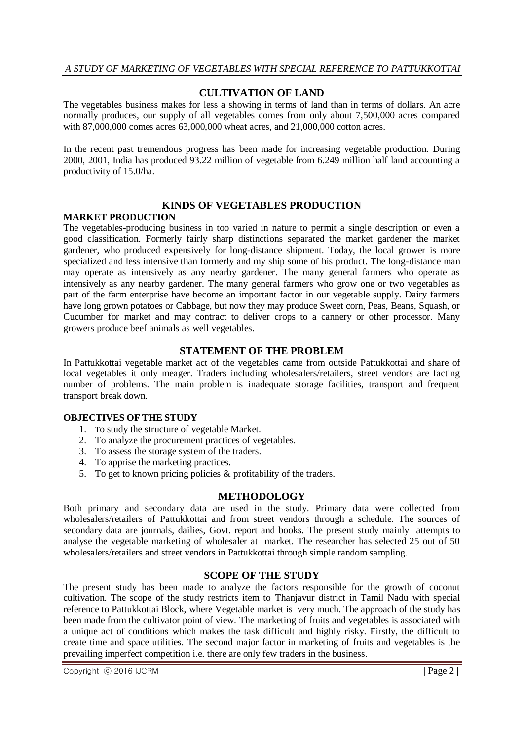## CULTIVATION OF LAND

The vegetables business makes for less a showing in terms of land than in terms of dollars. An acre normally produces, our supply of all vegetables comes from only about 7,500,000 acres compared with 87,000,000 comes acres 63,000,000 wheat acres, and 21,000,000 cotton acres.

In the recent past tremendous progress has been made for increasing vegetable production. During 2000, 2001, India has produced 93.22 million of vegetable from 6.249 million half land accounting a productivity of 15.0/ha.

## KINDS OF VEGETABLES PRODUCTION

### MARKET PRODUCTION

The vegetables-producing business in too varied in nature to permit a single description or even a good classification. Formerly fairly sharp distinctions separated the market gardener the market gardener, who produced expensively for long-distance shipment. Today, the local grower is more specialized and less intensive than formerly and my ship some of his product. The long-distance man may operate as intensively as any nearby gardener. The many general farmers who operate as intensively as any nearby gardener. The many general farmers who grow one or two vegetables as part of the farm enterprise have become an important factor in our vegetable supply. Dairy farmers have long grown potatoes or Cabbage, but now they may produce Sweet corn, Peas, Beans, Squash, or Cucumber for market and may contract to deliver crops to a cannery or other processor. Many growers produce beef animals as well vegetables.

## STATEMENT OF THE PROBLEM

In Pattukkottai vegetable market act of the vegetables came from outside Pattukkottai and share of local vegetables it only meager. Traders including wholesalers/retailers, street vendors are facting number of problems. The main problem is inadequate storage facilities, transport and frequent transport break down.

### OBJECTIVES OF THE STUDY

1. To study the structure of vegetable Market.
2. To analyze the procurement practices of vegetables.
3. To assess the storage system of the traders.
4. To apprise the marketing practices.
5. To get to known pricing policies & profitability of the traders.

## METHODOLOGY

Both primary and secondary data are used in the study. Primary data were collected from wholesalers/retailers of Pattukkottai and from street vendors through a schedule. The sources of secondary data are journals, dailies, Govt. report and books. The present study mainly attempts to analyse the vegetable marketing of wholesaler at market. The researcher has selected 25 out of 50 wholesalers/retailers and street vendors in Pattukkottai through simple random sampling.

## SCOPE OF THE STUDY

The present study has been made to analyze the factors responsible for the growth of coconut cultivation. The scope of the study restricts item to Thanjavur district in Tamil Nadu with special reference to Pattukkottai Block, where Vegetable market is very much. The approach of the study has been made from the cultivator point of view. The marketing of fruits and vegetables is associated with a unique act of conditions which makes the task difficult and highly risky. Firstly, the difficult to create time and space utilities. The second major factor in marketing of fruits and vegetables is the prevailing imperfect competition i.e. there are only few traders in the business.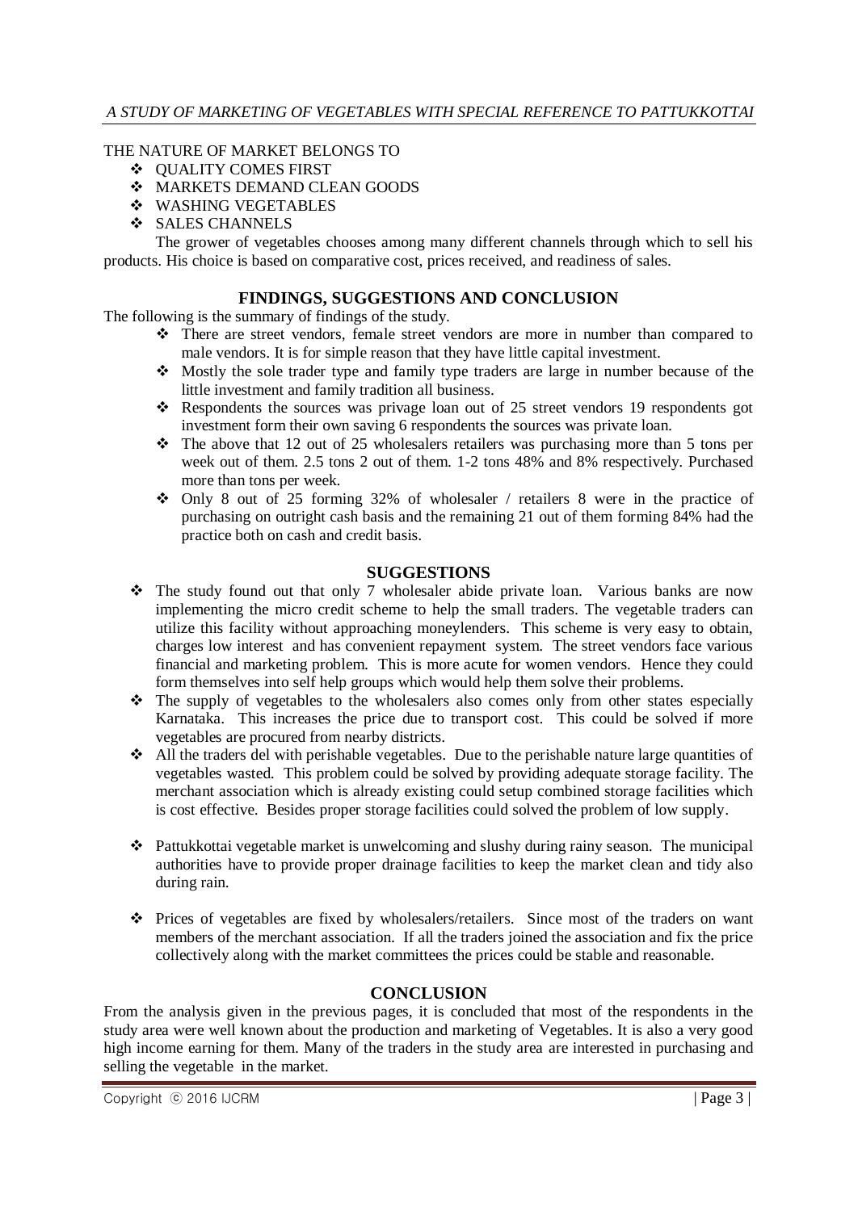THE NATURE OF MARKET BELONGS TO

- QUALITY COMES FIRST
- MARKETS DEMAND CLEAN GOODS
- WASHING VEGETABLES
- SALES CHANNELS

The grower of vegetables chooses among many different channels through which to sell his products. His choice is based on comparative cost, prices received, and readiness of sales.

## FINDINGS, SUGGESTIONS AND CONCLUSION

The following is the summary of findings of the study.

- There are street vendors, female street vendors are more in number than compared to male vendors. It is for simple reason that they have little capital investment.
- Mostly the sole trader type and family type traders are large in number because of the little investment and family tradition all business.
- Respondents the sources was privage loan out of 25 street vendors 19 respondents got investment form their own saving 6 respondents the sources was private loan.
- The above that 12 out of 25 wholesalers retailers was purchasing more than 5 tons per week out of them. 2.5 tons 2 out of them. 1-2 tons 48% and 8% respectively. Purchased more than tons per week.
- Only 8 out of 25 forming 32% of wholesaler / retailers 8 were in the practice of purchasing on outright cash basis and the remaining 21 out of them forming 84% had the practice both on cash and credit basis.

## SUGGESTIONS

- The study found out that only 7 wholesaler abide private loan. Various banks are now implementing the micro credit scheme to help the small traders. The vegetable traders can utilize this facility without approaching moneylenders. This scheme is very easy to obtain, charges low interest and has convenient repayment system. The street vendors face various financial and marketing problem. This is more acute for women vendors. Hence they could form themselves into self help groups which would help them solve their problems.
- The supply of vegetables to the wholesalers also comes only from other states especially Karnataka. This increases the price due to transport cost. This could be solved if more vegetables are procured from nearby districts.
- All the traders del with perishable vegetables. Due to the perishable nature large quantities of vegetables wasted. This problem could be solved by providing adequate storage facility. The merchant association which is already existing could setup combined storage facilities which is cost effective. Besides proper storage facilities could solved the problem of low supply.
- Pattukkottai vegetable market is unwelcoming and slushy during rainy season. The municipal authorities have to provide proper drainage facilities to keep the market clean and tidy also during rain.
- Prices of vegetables are fixed by wholesalers/retailers. Since most of the traders on want members of the merchant association. If all the traders joined the association and fix the price collectively along with the market committees the prices could be stable and reasonable.

## CONCLUSION

From the analysis given in the previous pages, it is concluded that most of the respondents in the study area were well known about the production and marketing of Vegetables. It is also a very good high income earning for them. Many of the traders in the study area are interested in purchasing and selling the vegetable in the market.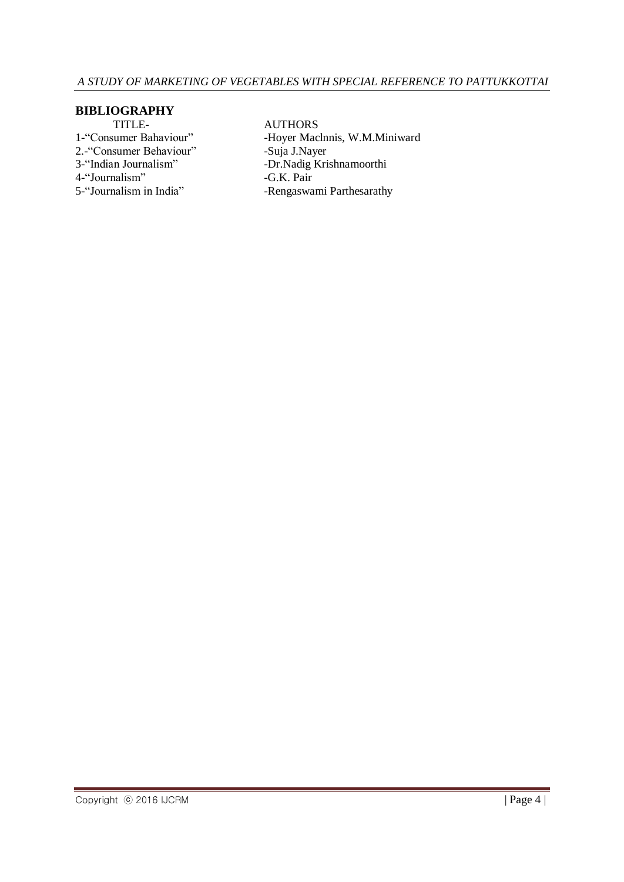## BIBLIOGRAPHY

| TITLE- | AUTHORS |
|---|---|
| 1-"Consumer Bahaviour" | -Hoyer Maclnnis, W.M.Miniward |
| 2.-"Consumer Behaviour" | -Suja J.Nayer |
| 3-"Indian Journalism" | -Dr.Nadig Krishnamoorthi |
| 4-"Journalism" | -G.K. Pair |
| 5-"Journalism in India" | -Rengaswami Parthesarathy |